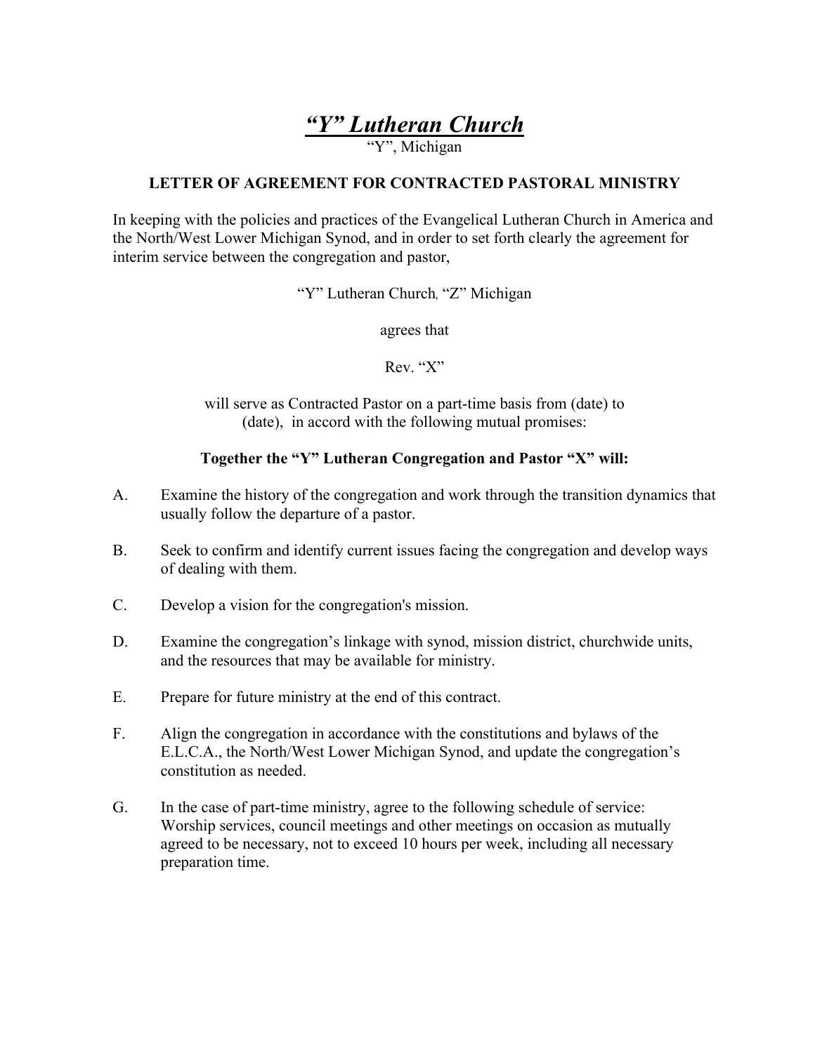# *“Y” Lutheran Church*

“Y”, Michigan

**LETTER OF AGREEMENT FOR CONTRACTED PASTORAL MINISTRY**

In keeping with the policies and practices of the Evangelical Lutheran Church in America and the North/West Lower Michigan Synod, and in order to set forth clearly the agreement for interim service between the congregation and pastor,

“Y” Lutheran Church, “Z” Michigan

agrees that

Rev. “X”

will serve as Contracted Pastor on a part-time basis from (date) to (date), in accord with the following mutual promises:

**Together the “Y” Lutheran Congregation and Pastor “X” will:**

A. Examine the history of the congregation and work through the transition dynamics that usually follow the departure of a pastor.

B. Seek to confirm and identify current issues facing the congregation and develop ways of dealing with them.

C. Develop a vision for the congregation's mission.

D. Examine the congregation’s linkage with synod, mission district, churchwide units, and the resources that may be available for ministry.

E. Prepare for future ministry at the end of this contract.

F. Align the congregation in accordance with the constitutions and bylaws of the E.L.C.A., the North/West Lower Michigan Synod, and update the congregation’s constitution as needed.

G. In the case of part-time ministry, agree to the following schedule of service: Worship services, council meetings and other meetings on occasion as mutually agreed to be necessary, not to exceed 10 hours per week, including all necessary preparation time.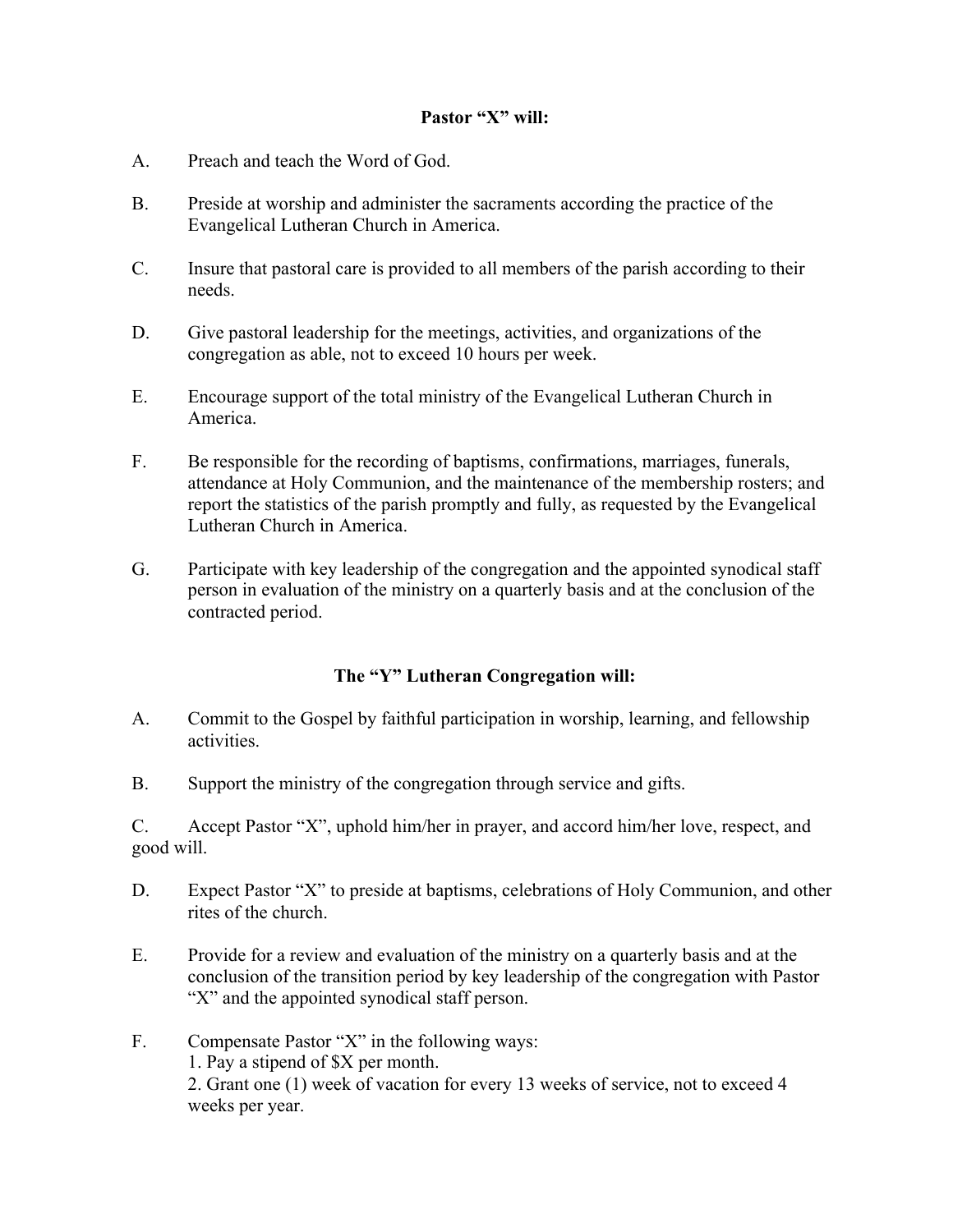**Pastor "X" will:**

A. Preach and teach the Word of God.

B. Preside at worship and administer the sacraments according the practice of the Evangelical Lutheran Church in America.

C. Insure that pastoral care is provided to all members of the parish according to their needs.

D. Give pastoral leadership for the meetings, activities, and organizations of the congregation as able, not to exceed 10 hours per week.

E. Encourage support of the total ministry of the Evangelical Lutheran Church in America.

F. Be responsible for the recording of baptisms, confirmations, marriages, funerals, attendance at Holy Communion, and the maintenance of the membership rosters; and report the statistics of the parish promptly and fully, as requested by the Evangelical Lutheran Church in America.

G. Participate with key leadership of the congregation and the appointed synodical staff person in evaluation of the ministry on a quarterly basis and at the conclusion of the contracted period.

**The "Y" Lutheran Congregation will:**

A. Commit to the Gospel by faithful participation in worship, learning, and fellowship activities.

B. Support the ministry of the congregation through service and gifts.

C. Accept Pastor "X", uphold him/her in prayer, and accord him/her love, respect, and good will.

D. Expect Pastor "X" to preside at baptisms, celebrations of Holy Communion, and other rites of the church.

E. Provide for a review and evaluation of the ministry on a quarterly basis and at the conclusion of the transition period by key leadership of the congregation with Pastor "X" and the appointed synodical staff person.

F. Compensate Pastor "X" in the following ways:
1. Pay a stipend of $X per month.
2. Grant one (1) week of vacation for every 13 weeks of service, not to exceed 4 weeks per year.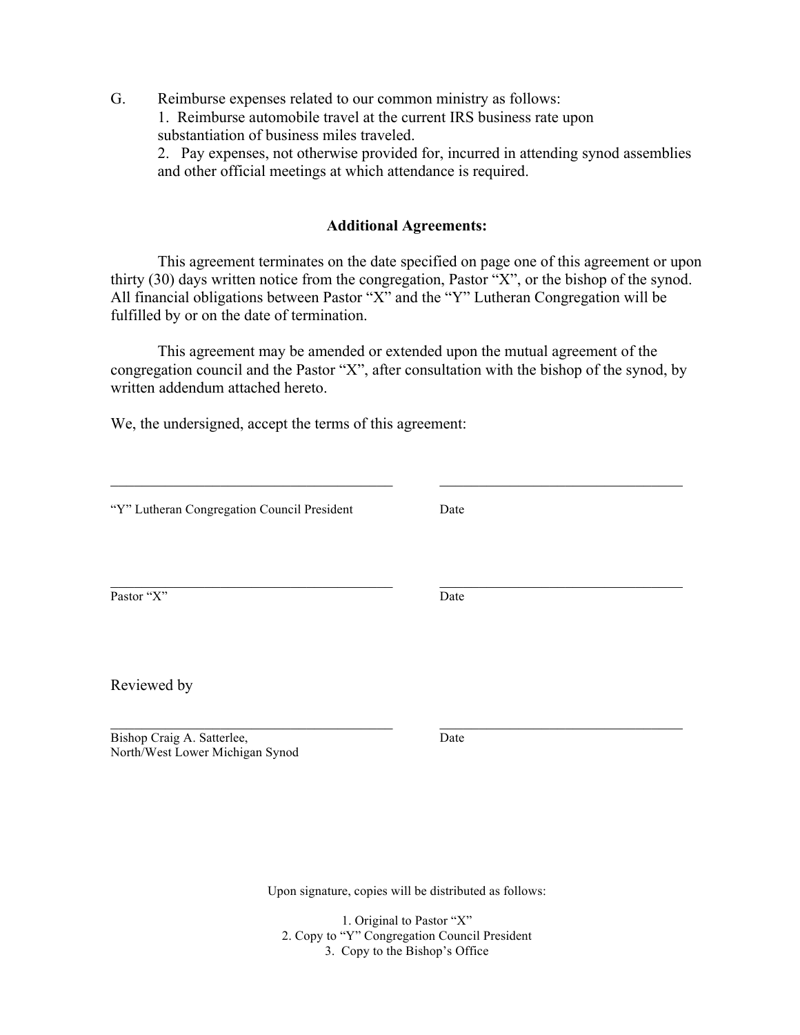G. Reimburse expenses related to our common ministry as follows:
   1. Reimburse automobile travel at the current IRS business rate upon substantiation of business miles traveled.
   2. Pay expenses, not otherwise provided for, incurred in attending synod assemblies and other official meetings at which attendance is required.

**Additional Agreements:**

This agreement terminates on the date specified on page one of this agreement or upon thirty (30) days written notice from the congregation, Pastor “X”, or the bishop of the synod. All financial obligations between Pastor “X” and the “Y” Lutheran Congregation will be fulfilled by or on the date of termination.

This agreement may be amended or extended upon the mutual agreement of the congregation council and the Pastor “X”, after consultation with the bishop of the synod, by written addendum attached hereto.

We, the undersigned, accept the terms of this agreement:

\_\_\_\_\_\_\_\_\_\_\_\_\_\_\_\_\_\_\_\_\_\_\_\_\_\_\_\_\_\_\_\_\_\_\_\_\_\_\_\_ \_\_\_\_\_\_\_\_\_\_\_\_\_\_\_\_\_\_\_\_\_\_\_\_\_\_\_\_\_\_\_\_\_\_\_\_

“Y” Lutheran Congregation Council President Date

\_\_\_\_\_\_\_\_\_\_\_\_\_\_\_\_\_\_\_\_\_\_\_\_\_\_\_\_\_\_\_\_\_\_\_\_\_\_\_\_ \_\_\_\_\_\_\_\_\_\_\_\_\_\_\_\_\_\_\_\_\_\_\_\_\_\_\_\_\_\_\_\_\_\_\_\_

Pastor “X” Date

Reviewed by

\_\_\_\_\_\_\_\_\_\_\_\_\_\_\_\_\_\_\_\_\_\_\_\_\_\_\_\_\_\_\_\_\_\_\_\_\_\_\_\_ \_\_\_\_\_\_\_\_\_\_\_\_\_\_\_\_\_\_\_\_\_\_\_\_\_\_\_\_\_\_\_\_\_\_\_\_

Bishop Craig A. Satterlee,
North/West Lower Michigan Synod Date

Upon signature, copies will be distributed as follows:

1. Original to Pastor “X”
2. Copy to “Y” Congregation Council President
3. Copy to the Bishop’s Office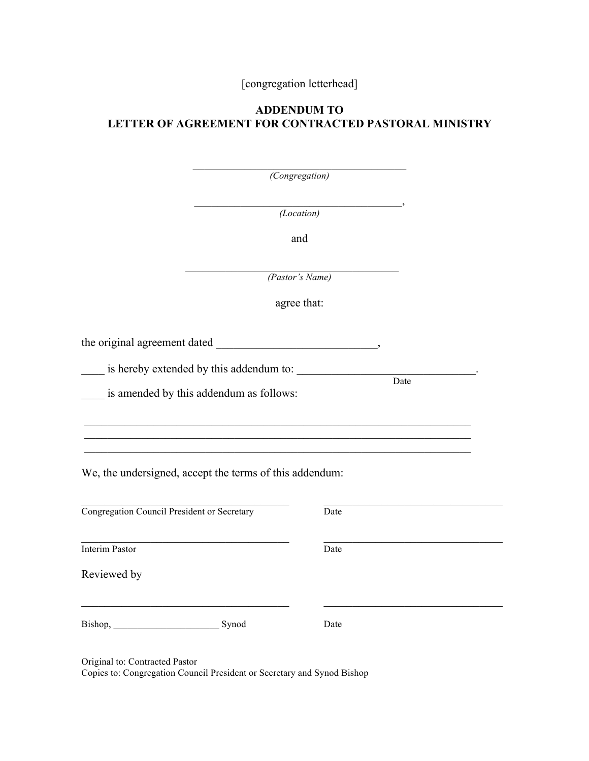[congregation letterhead]

**ADDENDUM TO**
**LETTER OF AGREEMENT FOR CONTRACTED PASTORAL MINISTRY**

________________________________________
*(Congregation)*

________________________________________,
*(Location)*

and

________________________________________
*(Pastor's Name)*

agree that:

the original agreement dated ___________________________,

____ is hereby extended by this addendum to: _______________________________.
Date

____ is amended by this addendum as follows:

______________________________________________________________________
______________________________________________________________________
______________________________________________________________________

We, the undersigned, accept the terms of this addendum:

________________________________________ ________________________________________
Congregation Council President or Secretary Date

________________________________________ ________________________________________
Interim Pastor Date

Reviewed by

________________________________________ ________________________________________
Bishop, ______________________ Synod Date

Original to: Contracted Pastor
Copies to: Congregation Council President or Secretary and Synod Bishop